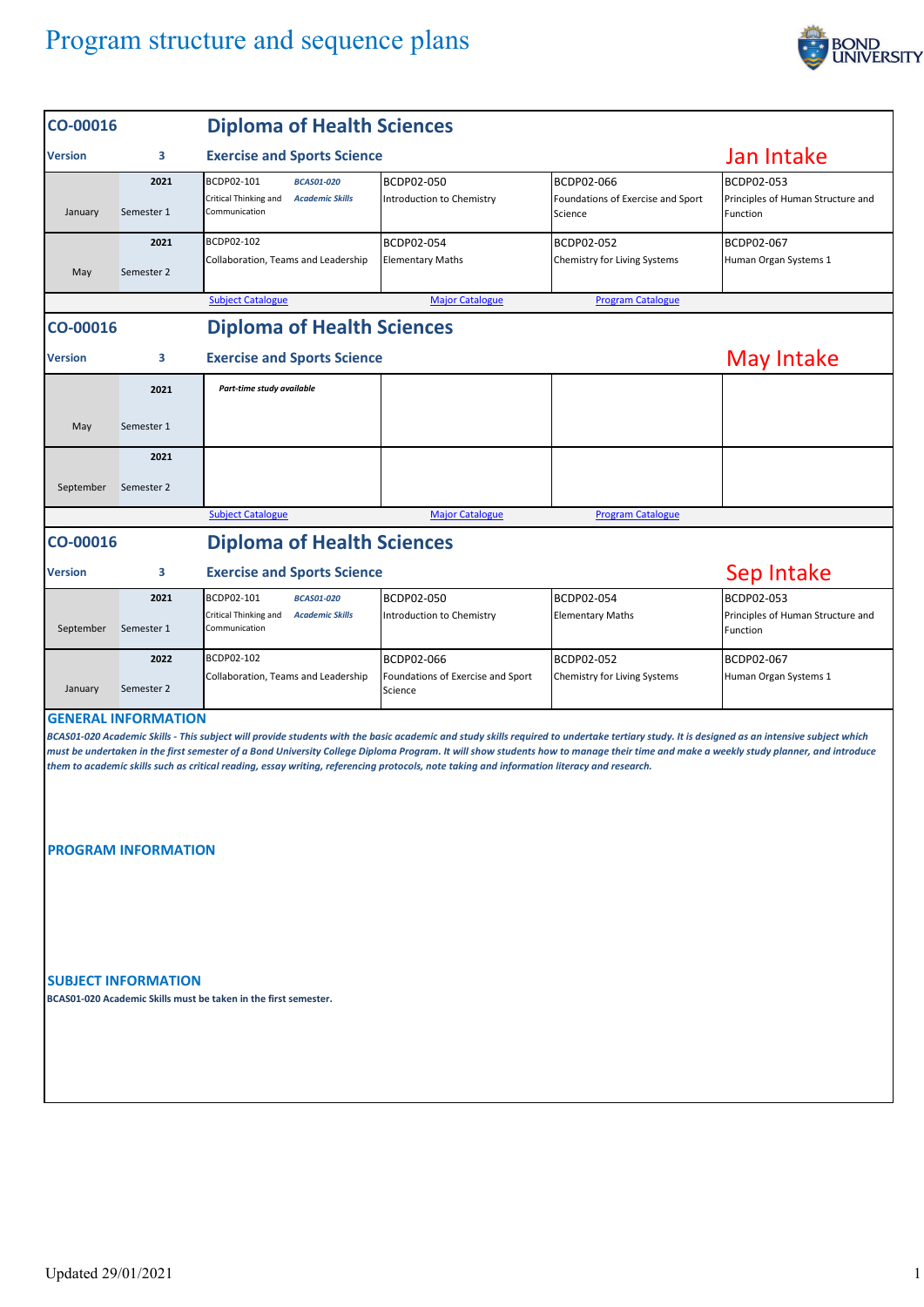# Program structure and sequence plans

| CO-00016 | | Diploma of Health Sciences | | | |
|---|---|---|---|---|---|
| **Version** | **3** | **Exercise and Sports Science** | | | **Jan Intake** |
| January | **2021** Semester 1 | BCDP02-101 Critical Thinking and Communication *BCAS01-020 Academic Skills* | BCDP02-050 Introduction to Chemistry | BCDP02-066 Foundations of Exercise and Sport Science | BCDP02-053 Principles of Human Structure and Function |
| May | **2021** Semester 2 | BCDP02-102 Collaboration, Teams and Leadership | BCDP02-054 Elementary Maths | BCDP02-052 Chemistry for Living Systems | BCDP02-067 Human Organ Systems 1 |
| | | Subject Catalogue | Major Catalogue | Program Catalogue | |

| CO-00016 | | Diploma of Health Sciences | | | |
|---|---|---|---|---|---|
| **Version** | **3** | **Exercise and Sports Science** | | | **May Intake** |
| May | **2021** Semester 1 | *Part-time study available* | | | |
| September | **2021** Semester 2 | | | | |
| | | Subject Catalogue | Major Catalogue | Program Catalogue | |

| CO-00016 | | Diploma of Health Sciences | | | |
|---|---|---|---|---|---|
| **Version** | **3** | **Exercise and Sports Science** | | | **Sep Intake** |
| September | **2021** Semester 1 | BCDP02-101 Critical Thinking and Communication *BCAS01-020 Academic Skills* | BCDP02-050 Introduction to Chemistry | BCDP02-054 Elementary Maths | BCDP02-053 Principles of Human Structure and Function |
| January | **2022** Semester 2 | BCDP02-102 Collaboration, Teams and Leadership | BCDP02-066 Foundations of Exercise and Sport Science | BCDP02-052 Chemistry for Living Systems | BCDP02-067 Human Organ Systems 1 |

## GENERAL INFORMATION

***BCAS01-020 Academic Skills - This subject will provide students with the basic academic and study skills required to undertake tertiary study. It is designed as an intensive subject which must be undertaken in the first semester of a Bond University College Diploma Program. It will show students how to manage their time and make a weekly study planner, and introduce them to academic skills such as critical reading, essay writing, referencing protocols, note taking and information literacy and research.***

## PROGRAM INFORMATION

## SUBJECT INFORMATION

**BCAS01-020 Academic Skills must be taken in the first semester.**

Updated 29/01/2021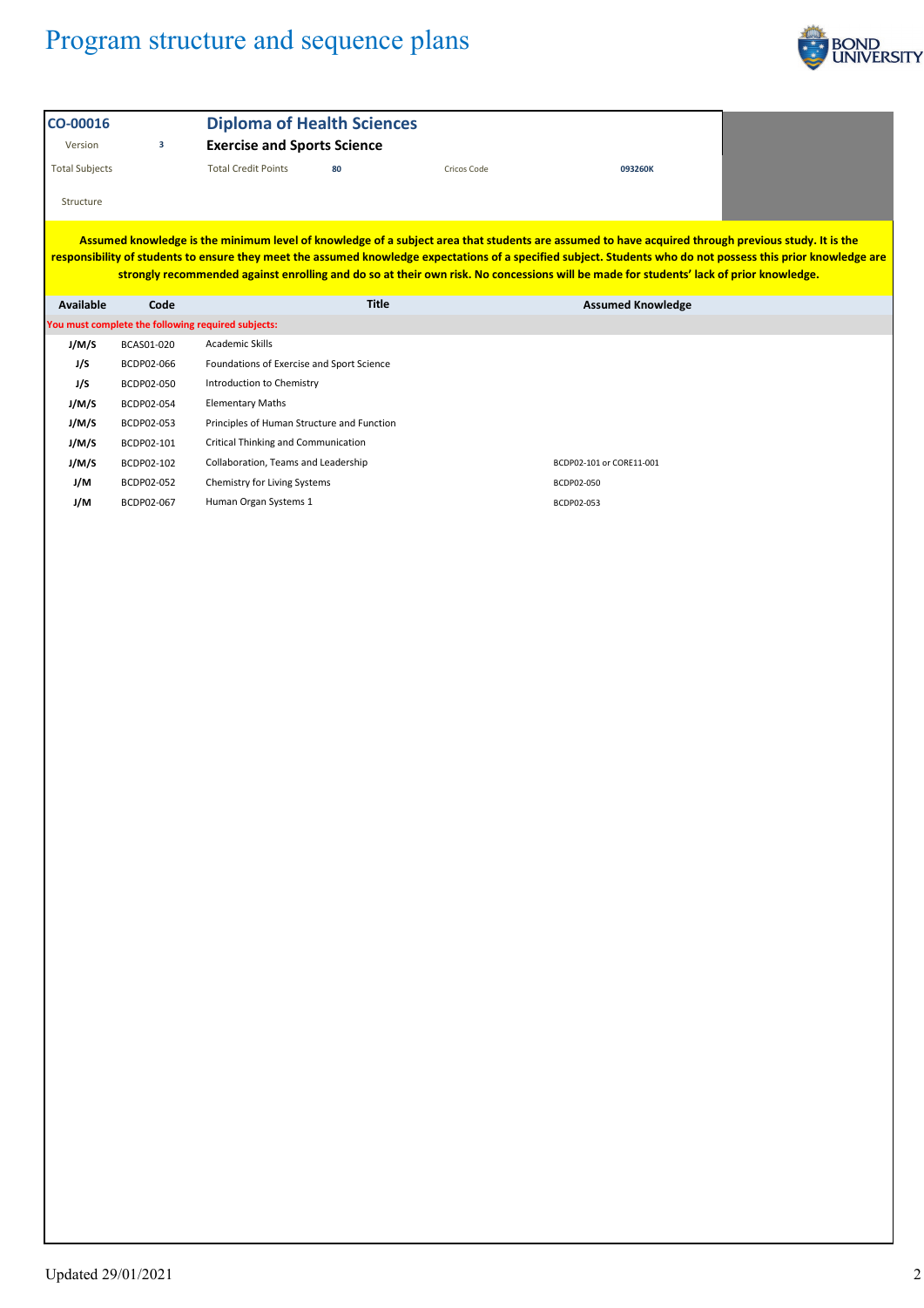# Program structure and sequence plans

## CO-00016 — Diploma of Health Sciences

### Exercise and Sports Science

| | | | | | |
|---|---|---|---|---|---|
| Version | 3 | | | | |
| Total Subjects | | Total Credit Points | 80 | Cricos Code | 093260K |
| Structure | | | | | |

**Assumed knowledge is the minimum level of knowledge of a subject area that students are assumed to have acquired through previous study. It is the responsibility of students to ensure they meet the assumed knowledge expectations of a specified subject. Students who do not possess this prior knowledge are strongly recommended against enrolling and do so at their own risk. No concessions will be made for students' lack of prior knowledge.**

| Available | Code | Title | Assumed Knowledge |
|---|---|---|---|
| **You must complete the following required subjects:** | | | |
| J/M/S | BCAS01-020 | Academic Skills | |
| J/S | BCDP02-066 | Foundations of Exercise and Sport Science | |
| J/S | BCDP02-050 | Introduction to Chemistry | |
| J/M/S | BCDP02-054 | Elementary Maths | |
| J/M/S | BCDP02-053 | Principles of Human Structure and Function | |
| J/M/S | BCDP02-101 | Critical Thinking and Communication | |
| J/M/S | BCDP02-102 | Collaboration, Teams and Leadership | BCDP02-101 or CORE11-001 |
| J/M | BCDP02-052 | Chemistry for Living Systems | BCDP02-050 |
| J/M | BCDP02-067 | Human Organ Systems 1 | BCDP02-053 |

Updated 29/01/2021